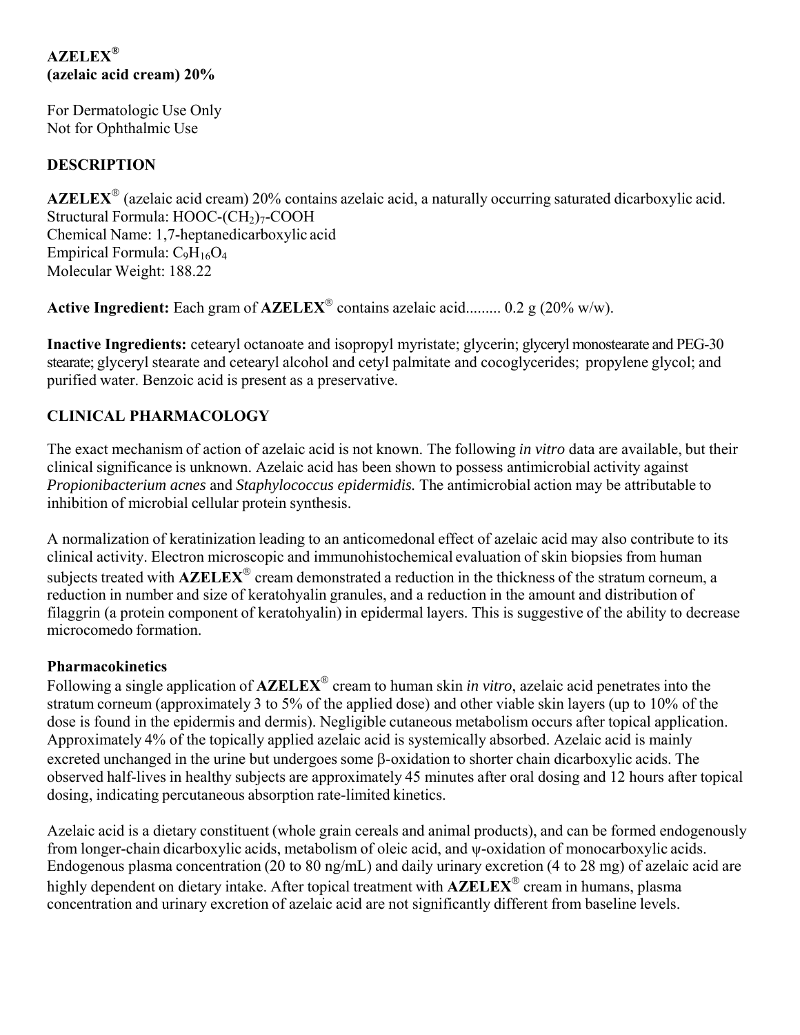**AZELEX®**
**(azelaic acid cream) 20%**

For Dermatologic Use Only
Not for Ophthalmic Use

## DESCRIPTION

**AZELEX®** (azelaic acid cream) 20% contains azelaic acid, a naturally occurring saturated dicarboxylic acid.
Structural Formula: $HOOC\text{-}(CH_2)_7\text{-}COOH$
Chemical Name: 1,7-heptanedicarboxylic acid
Empirical Formula: $C_9H_{16}O_4$
Molecular Weight: 188.22

**Active Ingredient:** Each gram of **AZELEX®** contains azelaic acid......... 0.2 g (20% w/w).

**Inactive Ingredients:** cetearyl octanoate and isopropyl myristate; glycerin; glyceryl monostearate and PEG-30 stearate; glyceryl stearate and cetearyl alcohol and cetyl palmitate and cocoglycerides; propylene glycol; and purified water. Benzoic acid is present as a preservative.

## CLINICAL PHARMACOLOGY

The exact mechanism of action of azelaic acid is not known. The following *in vitro* data are available, but their clinical significance is unknown. Azelaic acid has been shown to possess antimicrobial activity against *Propionibacterium acnes* and *Staphylococcus epidermidis.* The antimicrobial action may be attributable to inhibition of microbial cellular protein synthesis.

A normalization of keratinization leading to an anticomedonal effect of azelaic acid may also contribute to its clinical activity. Electron microscopic and immunohistochemical evaluation of skin biopsies from human subjects treated with **AZELEX®** cream demonstrated a reduction in the thickness of the stratum corneum, a reduction in number and size of keratohyalin granules, and a reduction in the amount and distribution of filaggrin (a protein component of keratohyalin) in epidermal layers. This is suggestive of the ability to decrease microcomedo formation.

### Pharmacokinetics

Following a single application of **AZELEX®** cream to human skin *in vitro*, azelaic acid penetrates into the stratum corneum (approximately 3 to 5% of the applied dose) and other viable skin layers (up to 10% of the dose is found in the epidermis and dermis). Negligible cutaneous metabolism occurs after topical application. Approximately 4% of the topically applied azelaic acid is systemically absorbed. Azelaic acid is mainly excreted unchanged in the urine but undergoes some β-oxidation to shorter chain dicarboxylic acids. The observed half-lives in healthy subjects are approximately 45 minutes after oral dosing and 12 hours after topical dosing, indicating percutaneous absorption rate-limited kinetics.

Azelaic acid is a dietary constituent (whole grain cereals and animal products), and can be formed endogenously from longer-chain dicarboxylic acids, metabolism of oleic acid, and ψ-oxidation of monocarboxylic acids. Endogenous plasma concentration (20 to 80 ng/mL) and daily urinary excretion (4 to 28 mg) of azelaic acid are highly dependent on dietary intake. After topical treatment with **AZELEX®** cream in humans, plasma concentration and urinary excretion of azelaic acid are not significantly different from baseline levels.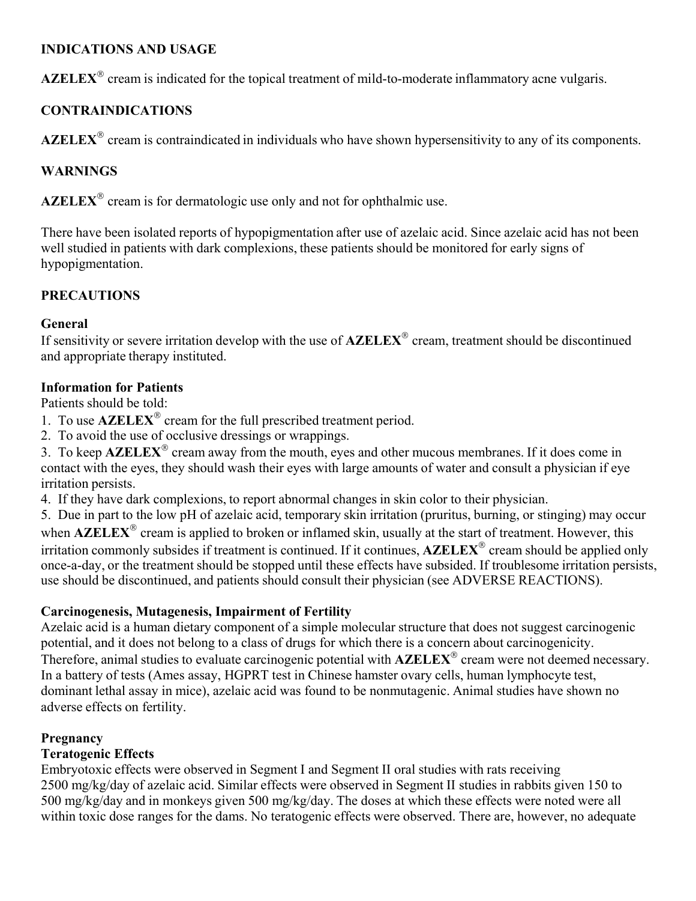## INDICATIONS AND USAGE

**AZELEX**® cream is indicated for the topical treatment of mild-to-moderate inflammatory acne vulgaris.

## CONTRAINDICATIONS

**AZELEX**® cream is contraindicated in individuals who have shown hypersensitivity to any of its components.

## WARNINGS

**AZELEX**® cream is for dermatologic use only and not for ophthalmic use.

There have been isolated reports of hypopigmentation after use of azelaic acid. Since azelaic acid has not been well studied in patients with dark complexions, these patients should be monitored for early signs of hypopigmentation.

## PRECAUTIONS

### General

If sensitivity or severe irritation develop with the use of **AZELEX**® cream, treatment should be discontinued and appropriate therapy instituted.

### Information for Patients

Patients should be told:

1. To use **AZELEX**® cream for the full prescribed treatment period.
2. To avoid the use of occlusive dressings or wrappings.
3. To keep **AZELEX**® cream away from the mouth, eyes and other mucous membranes. If it does come in contact with the eyes, they should wash their eyes with large amounts of water and consult a physician if eye irritation persists.
4. If they have dark complexions, to report abnormal changes in skin color to their physician.
5. Due in part to the low pH of azelaic acid, temporary skin irritation (pruritus, burning, or stinging) may occur when **AZELEX**® cream is applied to broken or inflamed skin, usually at the start of treatment. However, this irritation commonly subsides if treatment is continued. If it continues, **AZELEX**® cream should be applied only once-a-day, or the treatment should be stopped until these effects have subsided. If troublesome irritation persists, use should be discontinued, and patients should consult their physician (see ADVERSE REACTIONS).

### Carcinogenesis, Mutagenesis, Impairment of Fertility

Azelaic acid is a human dietary component of a simple molecular structure that does not suggest carcinogenic potential, and it does not belong to a class of drugs for which there is a concern about carcinogenicity. Therefore, animal studies to evaluate carcinogenic potential with **AZELEX**® cream were not deemed necessary. In a battery of tests (Ames assay, HGPRT test in Chinese hamster ovary cells, human lymphocyte test, dominant lethal assay in mice), azelaic acid was found to be nonmutagenic. Animal studies have shown no adverse effects on fertility.

### Pregnancy

#### Teratogenic Effects

Embryotoxic effects were observed in Segment I and Segment II oral studies with rats receiving 2500 mg/kg/day of azelaic acid. Similar effects were observed in Segment II studies in rabbits given 150 to 500 mg/kg/day and in monkeys given 500 mg/kg/day. The doses at which these effects were noted were all within toxic dose ranges for the dams. No teratogenic effects were observed. There are, however, no adequate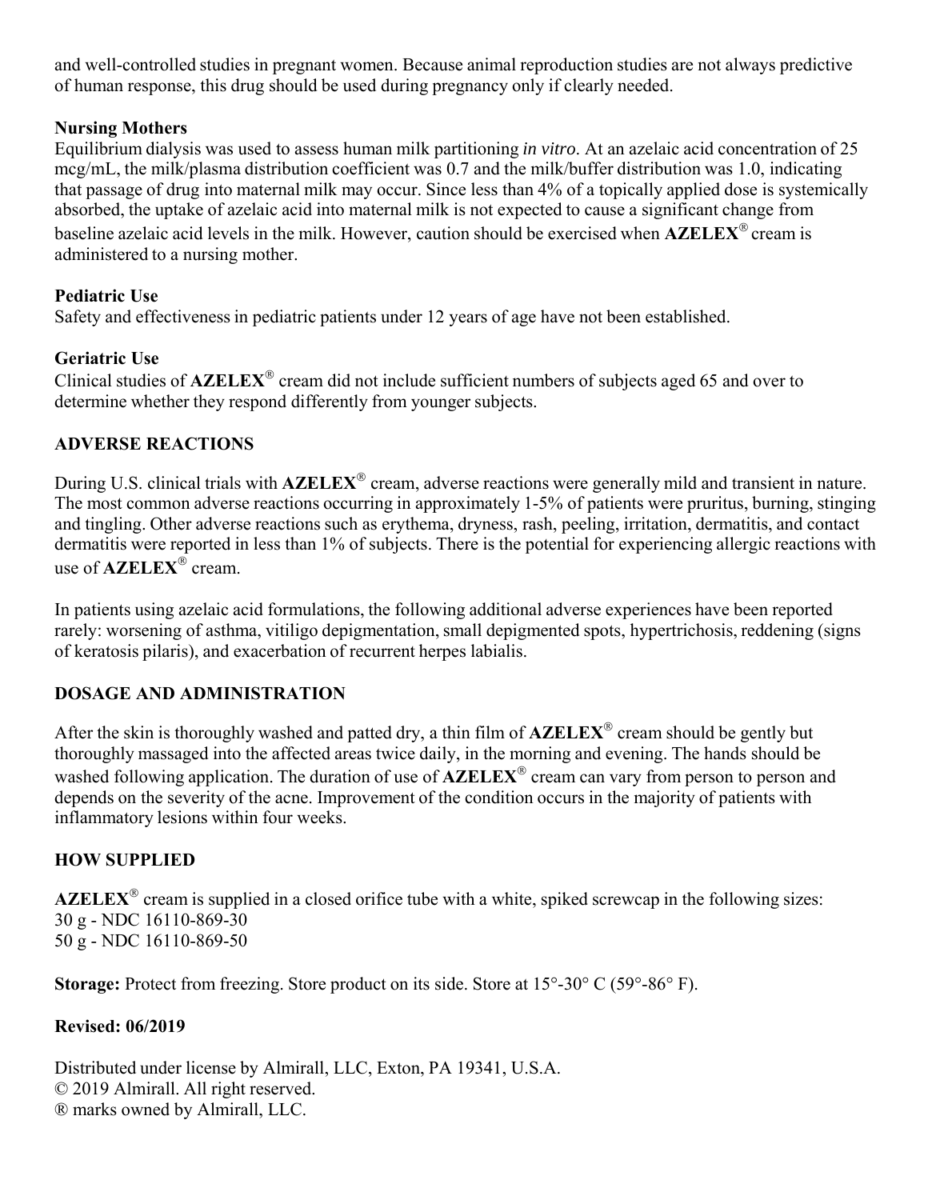and well-controlled studies in pregnant women. Because animal reproduction studies are not always predictive of human response, this drug should be used during pregnancy only if clearly needed.

### Nursing Mothers

Equilibrium dialysis was used to assess human milk partitioning *in vitro*. At an azelaic acid concentration of 25 mcg/mL, the milk/plasma distribution coefficient was 0.7 and the milk/buffer distribution was 1.0, indicating that passage of drug into maternal milk may occur. Since less than 4% of a topically applied dose is systemically absorbed, the uptake of azelaic acid into maternal milk is not expected to cause a significant change from baseline azelaic acid levels in the milk. However, caution should be exercised when **AZELEX®** cream is administered to a nursing mother.

### Pediatric Use

Safety and effectiveness in pediatric patients under 12 years of age have not been established.

### Geriatric Use

Clinical studies of **AZELEX®** cream did not include sufficient numbers of subjects aged 65 and over to determine whether they respond differently from younger subjects.

## ADVERSE REACTIONS

During U.S. clinical trials with **AZELEX®** cream, adverse reactions were generally mild and transient in nature. The most common adverse reactions occurring in approximately 1-5% of patients were pruritus, burning, stinging and tingling. Other adverse reactions such as erythema, dryness, rash, peeling, irritation, dermatitis, and contact dermatitis were reported in less than 1% of subjects. There is the potential for experiencing allergic reactions with use of **AZELEX®** cream.

In patients using azelaic acid formulations, the following additional adverse experiences have been reported rarely: worsening of asthma, vitiligo depigmentation, small depigmented spots, hypertrichosis, reddening (signs of keratosis pilaris), and exacerbation of recurrent herpes labialis.

## DOSAGE AND ADMINISTRATION

After the skin is thoroughly washed and patted dry, a thin film of **AZELEX®** cream should be gently but thoroughly massaged into the affected areas twice daily, in the morning and evening. The hands should be washed following application. The duration of use of **AZELEX®** cream can vary from person to person and depends on the severity of the acne. Improvement of the condition occurs in the majority of patients with inflammatory lesions within four weeks.

## HOW SUPPLIED

**AZELEX®** cream is supplied in a closed orifice tube with a white, spiked screwcap in the following sizes:
30 g - NDC 16110-869-30
50 g - NDC 16110-869-50

**Storage:** Protect from freezing. Store product on its side. Store at 15°-30° C (59°-86° F).

**Revised: 06/2019**

Distributed under license by Almirall, LLC, Exton, PA 19341, U.S.A.
© 2019 Almirall. All right reserved.
® marks owned by Almirall, LLC.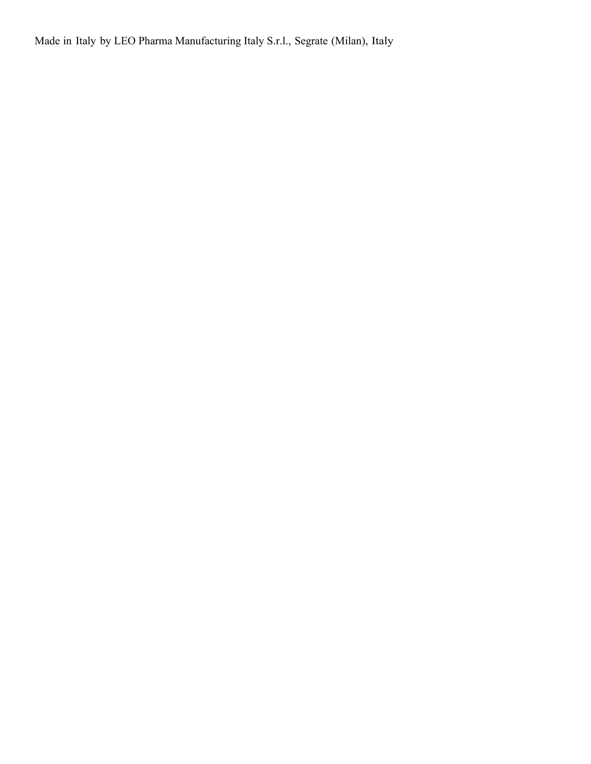Made in Italy by LEO Pharma Manufacturing Italy S.r.l., Segrate (Milan), Italy